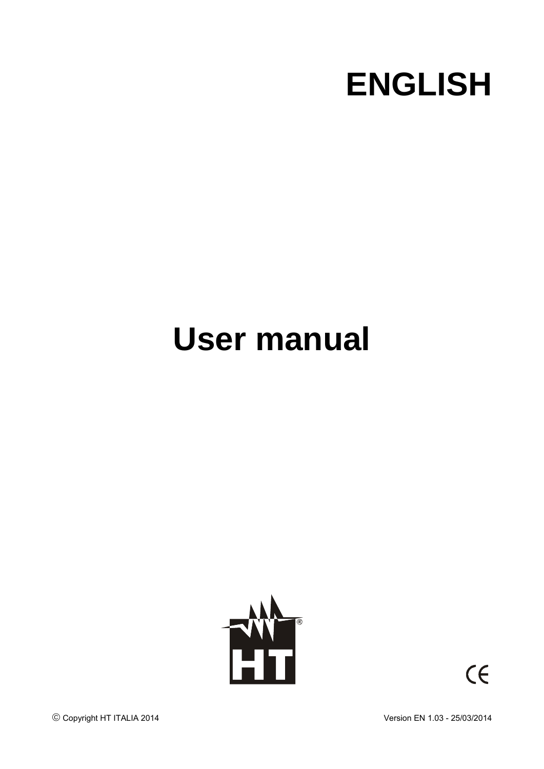# ENGLISH

# User manual

© Copyright HT ITALIA 2014

Version EN 1.03 - 25/03/2014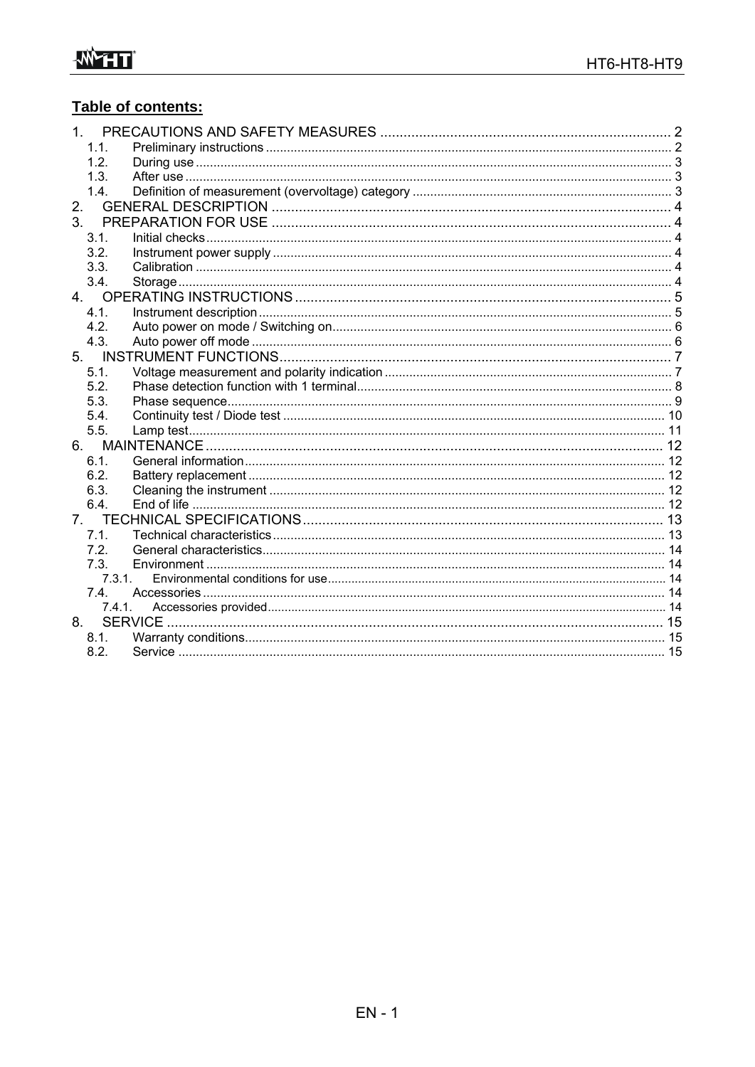## Table of contents:

1. PRECAUTIONS AND SAFETY MEASURES .......... 2
   - 1.1. Preliminary instructions .......... 2
   - 1.2. During use .......... 3
   - 1.3. After use .......... 3
   - 1.4. Definition of measurement (overvoltage) category .......... 3
2. GENERAL DESCRIPTION .......... 4
3. PREPARATION FOR USE .......... 4
   - 3.1. Initial checks .......... 4
   - 3.2. Instrument power supply .......... 4
   - 3.3. Calibration .......... 4
   - 3.4. Storage .......... 4
4. OPERATING INSTRUCTIONS .......... 5
   - 4.1. Instrument description .......... 5
   - 4.2. Auto power on mode / Switching on .......... 6
   - 4.3. Auto power off mode .......... 6
5. INSTRUMENT FUNCTIONS .......... 7
   - 5.1. Voltage measurement and polarity indication .......... 7
   - 5.2. Phase detection function with 1 terminal .......... 8
   - 5.3. Phase sequence .......... 9
   - 5.4. Continuity test / Diode test .......... 10
   - 5.5. Lamp test .......... 11
6. MAINTENANCE .......... 12
   - 6.1. General information .......... 12
   - 6.2. Battery replacement .......... 12
   - 6.3. Cleaning the instrument .......... 12
   - 6.4. End of life .......... 12
7. TECHNICAL SPECIFICATIONS .......... 13
   - 7.1. Technical characteristics .......... 13
   - 7.2. General characteristics .......... 14
   - 7.3. Environment .......... 14
     - 7.3.1. Environmental conditions for use .......... 14
   - 7.4. Accessories .......... 14
     - 7.4.1. Accessories provided .......... 14
8. SERVICE .......... 15
   - 8.1. Warranty conditions .......... 15
   - 8.2. Service .......... 15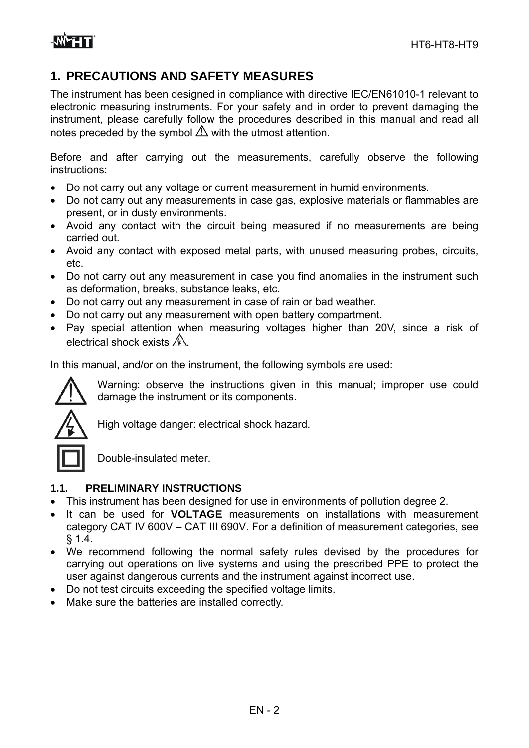# 1. PRECAUTIONS AND SAFETY MEASURES

The instrument has been designed in compliance with directive IEC/EN61010-1 relevant to electronic measuring instruments. For your safety and in order to prevent damaging the instrument, please carefully follow the procedures described in this manual and read all notes preceded by the symbol ⚠ with the utmost attention.

Before and after carrying out the measurements, carefully observe the following instructions:

- Do not carry out any voltage or current measurement in humid environments.
- Do not carry out any measurements in case gas, explosive materials or flammables are present, or in dusty environments.
- Avoid any contact with the circuit being measured if no measurements are being carried out.
- Avoid any contact with exposed metal parts, with unused measuring probes, circuits, etc.
- Do not carry out any measurement in case you find anomalies in the instrument such as deformation, breaks, substance leaks, etc.
- Do not carry out any measurement in case of rain or bad weather.
- Do not carry out any measurement with open battery compartment.
- Pay special attention when measuring voltages higher than 20V, since a risk of electrical shock exists ⚡.

In this manual, and/or on the instrument, the following symbols are used:

⚠ Warning: observe the instructions given in this manual; improper use could damage the instrument or its components.

⚡ High voltage danger: electrical shock hazard.

⧈ Double-insulated meter.

## 1.1. PRELIMINARY INSTRUCTIONS

- This instrument has been designed for use in environments of pollution degree 2.
- It can be used for **VOLTAGE** measurements on installations with measurement category CAT IV 600V – CAT III 690V. For a definition of measurement categories, see § 1.4.
- We recommend following the normal safety rules devised by the procedures for carrying out operations on live systems and using the prescribed PPE to protect the user against dangerous currents and the instrument against incorrect use.
- Do not test circuits exceeding the specified voltage limits.
- Make sure the batteries are installed correctly.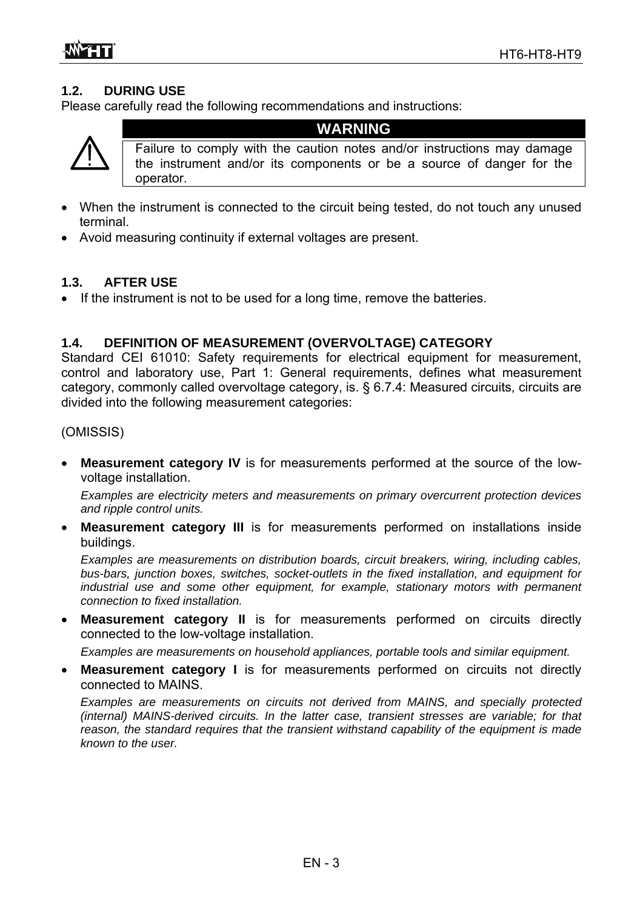## 1.2. DURING USE

Please carefully read the following recommendations and instructions:

**WARNING**

Failure to comply with the caution notes and/or instructions may damage the instrument and/or its components or be a source of danger for the operator.

- When the instrument is connected to the circuit being tested, do not touch any unused terminal.
- Avoid measuring continuity if external voltages are present.

## 1.3. AFTER USE

- If the instrument is not to be used for a long time, remove the batteries.

## 1.4. DEFINITION OF MEASUREMENT (OVERVOLTAGE) CATEGORY

Standard CEI 61010: Safety requirements for electrical equipment for measurement, control and laboratory use, Part 1: General requirements, defines what measurement category, commonly called overvoltage category, is. § 6.7.4: Measured circuits, circuits are divided into the following measurement categories:

(OMISSIS)

- **Measurement category IV** is for measurements performed at the source of the low-voltage installation.

  *Examples are electricity meters and measurements on primary overcurrent protection devices and ripple control units.*

- **Measurement category III** is for measurements performed on installations inside buildings.

  *Examples are measurements on distribution boards, circuit breakers, wiring, including cables, bus-bars, junction boxes, switches, socket-outlets in the fixed installation, and equipment for industrial use and some other equipment, for example, stationary motors with permanent connection to fixed installation.*

- **Measurement category II** is for measurements performed on circuits directly connected to the low-voltage installation.

  *Examples are measurements on household appliances, portable tools and similar equipment.*

- **Measurement category I** is for measurements performed on circuits not directly connected to MAINS.

  *Examples are measurements on circuits not derived from MAINS, and specially protected (internal) MAINS-derived circuits. In the latter case, transient stresses are variable; for that reason, the standard requires that the transient withstand capability of the equipment is made known to the user.*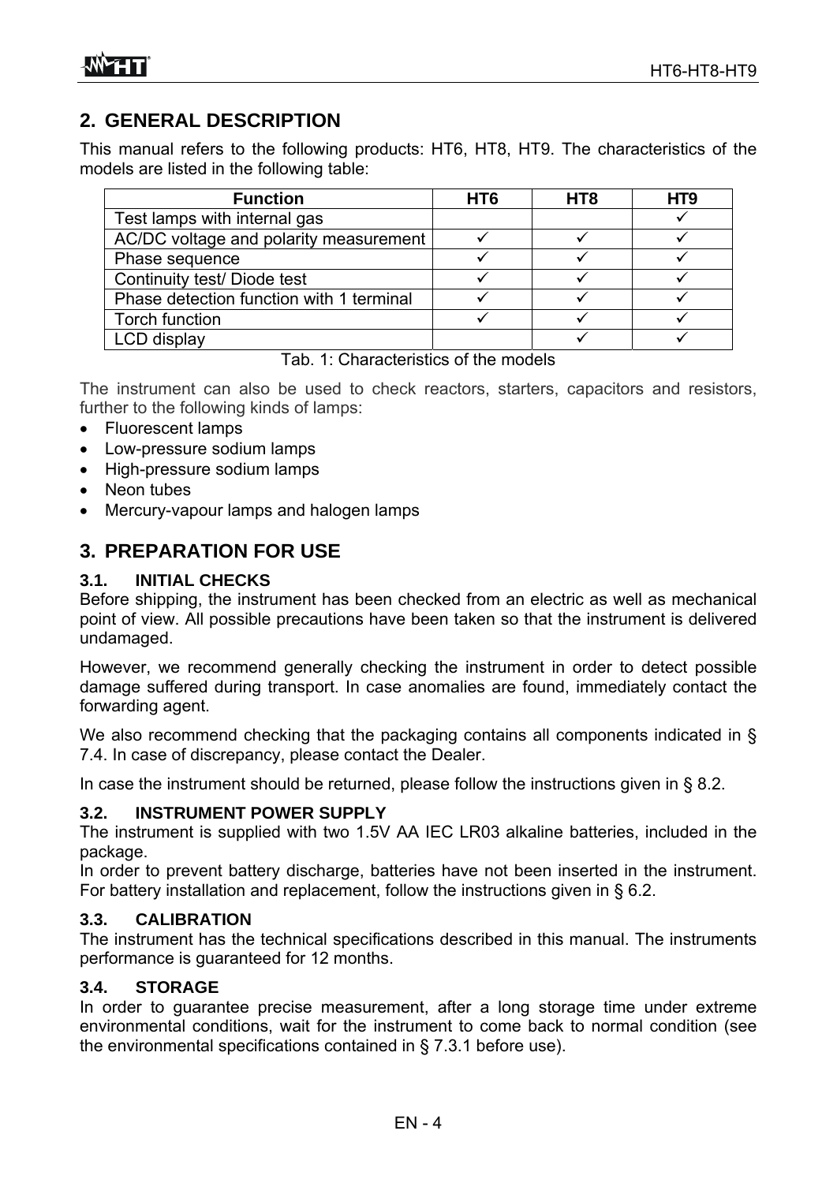## 2. GENERAL DESCRIPTION

This manual refers to the following products: HT6, HT8, HT9. The characteristics of the models are listed in the following table:

| Function | HT6 | HT8 | HT9 |
|---|---|---|---|
| Test lamps with internal gas | | | ✓ |
| AC/DC voltage and polarity measurement | ✓ | ✓ | ✓ |
| Phase sequence | ✓ | ✓ | ✓ |
| Continuity test/ Diode test | ✓ | ✓ | ✓ |
| Phase detection function with 1 terminal | ✓ | ✓ | ✓ |
| Torch function | ✓ | ✓ | ✓ |
| LCD display | | ✓ | ✓ |

Tab. 1: Characteristics of the models

The instrument can also be used to check reactors, starters, capacitors and resistors, further to the following kinds of lamps:

- Fluorescent lamps
- Low-pressure sodium lamps
- High-pressure sodium lamps
- Neon tubes
- Mercury-vapour lamps and halogen lamps

## 3. PREPARATION FOR USE

### 3.1. INITIAL CHECKS

Before shipping, the instrument has been checked from an electric as well as mechanical point of view. All possible precautions have been taken so that the instrument is delivered undamaged.

However, we recommend generally checking the instrument in order to detect possible damage suffered during transport. In case anomalies are found, immediately contact the forwarding agent.

We also recommend checking that the packaging contains all components indicated in § 7.4. In case of discrepancy, please contact the Dealer.

In case the instrument should be returned, please follow the instructions given in § 8.2.

### 3.2. INSTRUMENT POWER SUPPLY

The instrument is supplied with two 1.5V AA IEC LR03 alkaline batteries, included in the package.
In order to prevent battery discharge, batteries have not been inserted in the instrument. For battery installation and replacement, follow the instructions given in § 6.2.

### 3.3. CALIBRATION

The instrument has the technical specifications described in this manual. The instruments performance is guaranteed for 12 months.

### 3.4. STORAGE

In order to guarantee precise measurement, after a long storage time under extreme environmental conditions, wait for the instrument to come back to normal condition (see the environmental specifications contained in § 7.3.1 before use).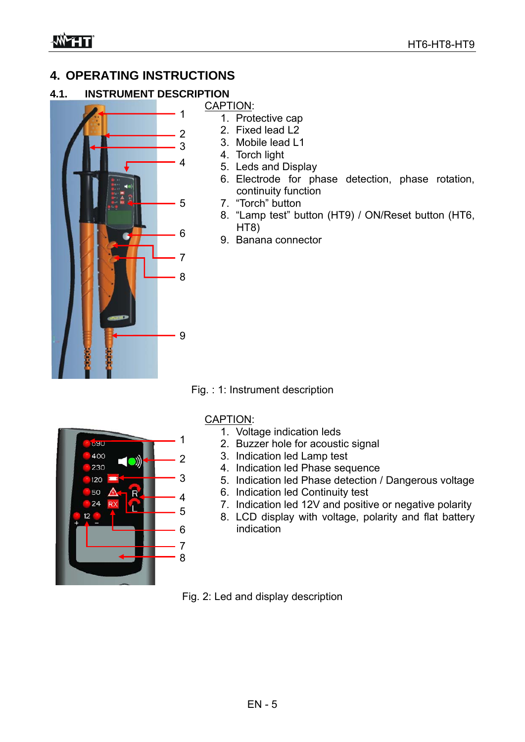# 4. OPERATING INSTRUCTIONS

## 4.1. INSTRUMENT DESCRIPTION

CAPTION:

1. Protective cap
2. Fixed lead L2
3. Mobile lead L1
4. Torch light
5. Leds and Display
6. Electrode for phase detection, phase rotation, continuity function
7. "Torch" button
8. "Lamp test" button (HT9) / ON/Reset button (HT6, HT8)
9. Banana connector

Fig. : 1: Instrument description

CAPTION:

1. Voltage indication leds
2. Buzzer hole for acoustic signal
3. Indication led Lamp test
4. Indication led Phase sequence
5. Indication led Phase detection / Dangerous voltage
6. Indication led Continuity test
7. Indication led 12V and positive or negative polarity
8. LCD display with voltage, polarity and flat battery indication

Fig. 2: Led and display description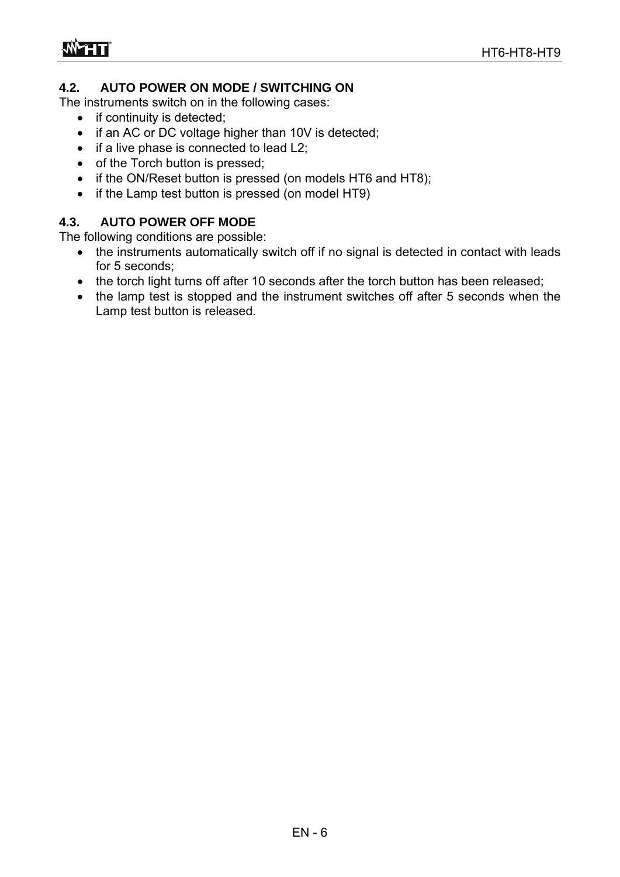## 4.2. AUTO POWER ON MODE / SWITCHING ON

The instruments switch on in the following cases:

- if continuity is detected;
- if an AC or DC voltage higher than 10V is detected;
- if a live phase is connected to lead L2;
- of the Torch button is pressed;
- if the ON/Reset button is pressed (on models HT6 and HT8);
- if the Lamp test button is pressed (on model HT9)

## 4.3. AUTO POWER OFF MODE

The following conditions are possible:

- the instruments automatically switch off if no signal is detected in contact with leads for 5 seconds;
- the torch light turns off after 10 seconds after the torch button has been released;
- the lamp test is stopped and the instrument switches off after 5 seconds when the Lamp test button is released.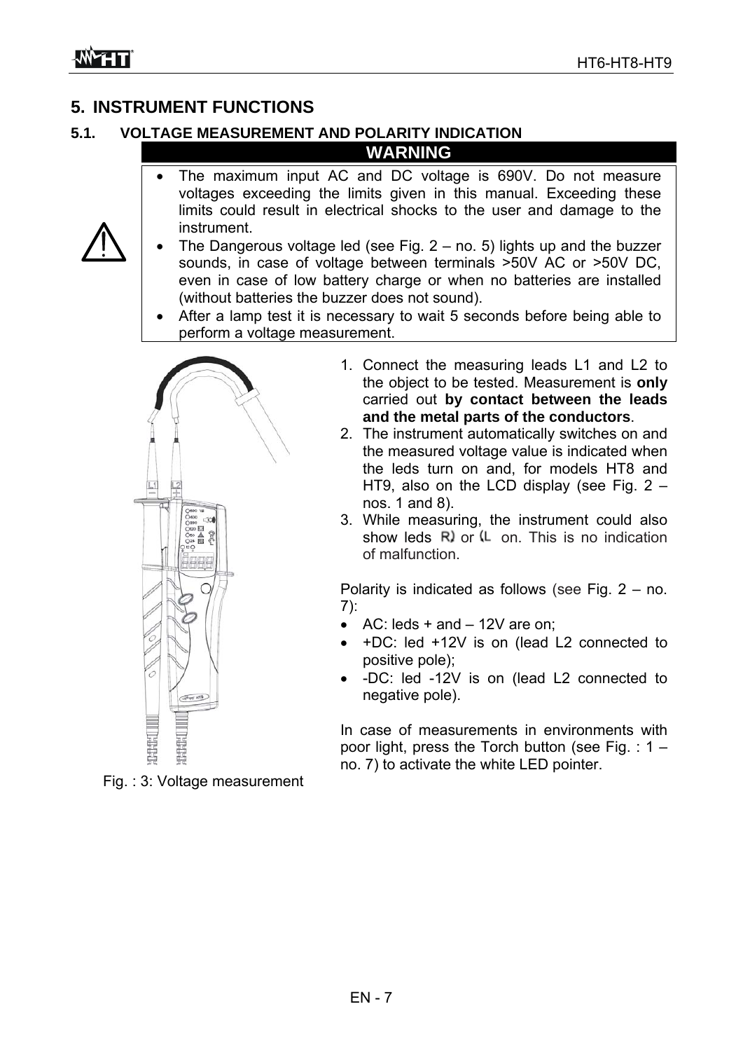# 5. INSTRUMENT FUNCTIONS

## 5.1. VOLTAGE MEASUREMENT AND POLARITY INDICATION

**WARNING**

- The maximum input AC and DC voltage is 690V. Do not measure voltages exceeding the limits given in this manual. Exceeding these limits could result in electrical shocks to the user and damage to the instrument.
- The Dangerous voltage led (see Fig. 2 – no. 5) lights up and the buzzer sounds, in case of voltage between terminals >50V AC or >50V DC, even in case of low battery charge or when no batteries are installed (without batteries the buzzer does not sound).
- After a lamp test it is necessary to wait 5 seconds before being able to perform a voltage measurement.

Fig. : 3: Voltage measurement

1. Connect the measuring leads L1 and L2 to the object to be tested. Measurement is **only** carried out **by contact between the leads and the metal parts of the conductors**.
2. The instrument automatically switches on and the measured voltage value is indicated when the leds turn on and, for models HT8 and HT9, also on the LCD display (see Fig. 2 – nos. 1 and 8).
3. While measuring, the instrument could also show leds R) or (L on. This is no indication of malfunction.

Polarity is indicated as follows (see Fig. 2 – no. 7):

- AC: leds + and – 12V are on;
- +DC: led +12V is on (lead L2 connected to positive pole);
- -DC: led -12V is on (lead L2 connected to negative pole).

In case of measurements in environments with poor light, press the Torch button (see Fig. : 1 – no. 7) to activate the white LED pointer.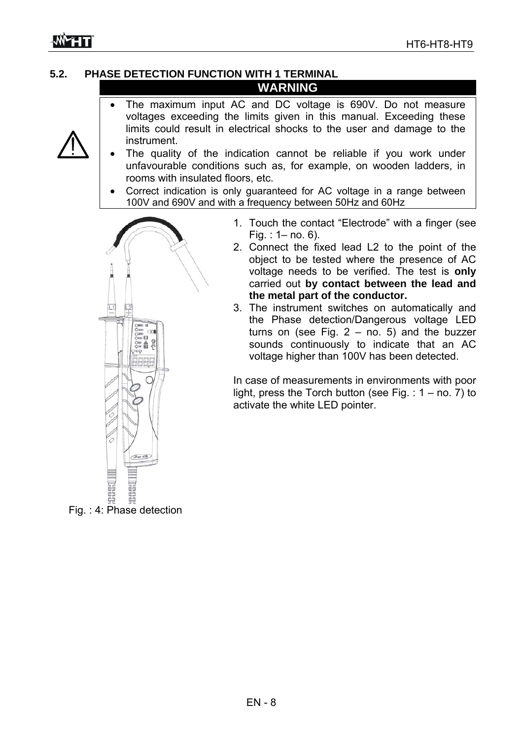## 5.2. PHASE DETECTION FUNCTION WITH 1 TERMINAL

**WARNING**

- The maximum input AC and DC voltage is 690V. Do not measure voltages exceeding the limits given in this manual. Exceeding these limits could result in electrical shocks to the user and damage to the instrument.
- The quality of the indication cannot be reliable if you work under unfavourable conditions such as, for example, on wooden ladders, in rooms with insulated floors, etc.
- Correct indication is only guaranteed for AC voltage in a range between 100V and 690V and with a frequency between 50Hz and 60Hz

1. Touch the contact “Electrode” with a finger (see Fig. : 1– no. 6).
2. Connect the fixed lead L2 to the point of the object to be tested where the presence of AC voltage needs to be verified. The test is **only** carried out **by contact between the lead and the metal part of the conductor.**
3. The instrument switches on automatically and the Phase detection/Dangerous voltage LED turns on (see Fig. 2 – no. 5) and the buzzer sounds continuously to indicate that an AC voltage higher than 100V has been detected.

In case of measurements in environments with poor light, press the Torch button (see Fig. : 1 – no. 7) to activate the white LED pointer.

Fig. : 4: Phase detection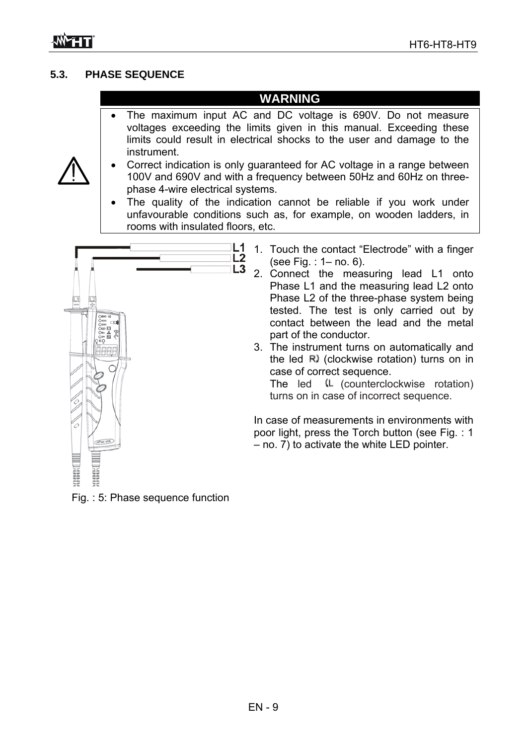## 5.3. PHASE SEQUENCE

**WARNING**

- The maximum input AC and DC voltage is 690V. Do not measure voltages exceeding the limits given in this manual. Exceeding these limits could result in electrical shocks to the user and damage to the instrument.
- Correct indication is only guaranteed for AC voltage in a range between 100V and 690V and with a frequency between 50Hz and 60Hz on three-phase 4-wire electrical systems.
- The quality of the indication cannot be reliable if you work under unfavourable conditions such as, for example, on wooden ladders, in rooms with insulated floors, etc.

1. Touch the contact "Electrode" with a finger (see Fig. : 1– no. 6).
2. Connect the measuring lead L1 onto Phase L1 and the measuring lead L2 onto Phase L2 of the three-phase system being tested. The test is only carried out by contact between the lead and the metal part of the conductor.
3. The instrument turns on automatically and the led R) (clockwise rotation) turns on in case of correct sequence.
   The led (L (counterclockwise rotation) turns on in case of incorrect sequence.

In case of measurements in environments with poor light, press the Torch button (see Fig. : 1 – no. 7) to activate the white LED pointer.

Fig. : 5: Phase sequence function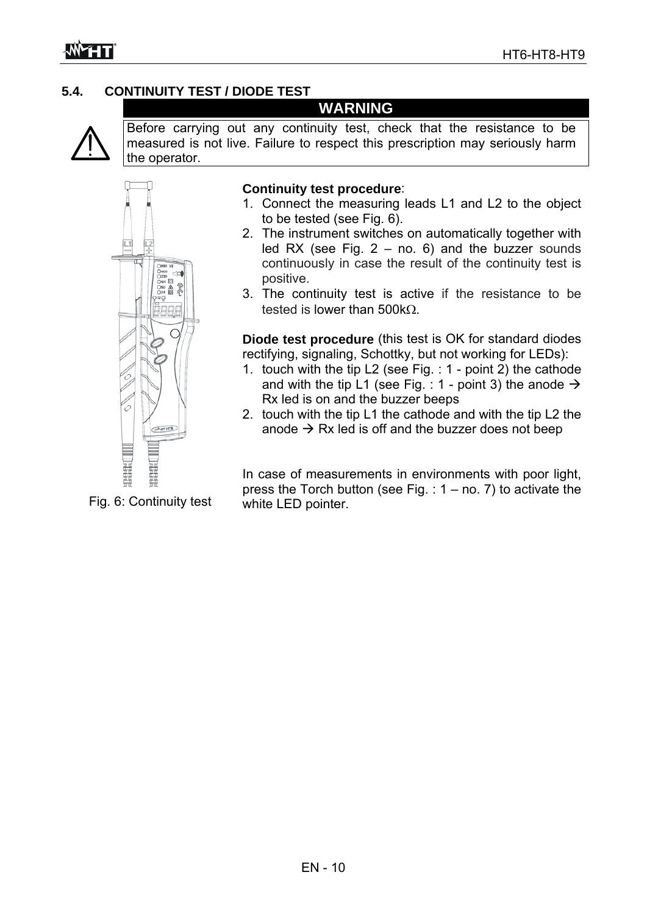## 5.4. CONTINUITY TEST / DIODE TEST

**WARNING**

Before carrying out any continuity test, check that the resistance to be measured is not live. Failure to respect this prescription may seriously harm the operator.

Fig. 6: Continuity test

**Continuity test procedure**:

1. Connect the measuring leads L1 and L2 to the object to be tested (see Fig. 6).
2. The instrument switches on automatically together with led RX (see Fig. 2 – no. 6) and the buzzer sounds continuously in case the result of the continuity test is positive.
3. The continuity test is active if the resistance to be tested is lower than 500kΩ.

**Diode test procedure** (this test is OK for standard diodes rectifying, signaling, Schottky, but not working for LEDs):

1. touch with the tip L2 (see Fig. : 1 - point 2) the cathode and with the tip L1 (see Fig. : 1 - point 3) the anode → Rx led is on and the buzzer beeps
2. touch with the tip L1 the cathode and with the tip L2 the anode → Rx led is off and the buzzer does not beep

In case of measurements in environments with poor light, press the Torch button (see Fig. : 1 – no. 7) to activate the white LED pointer.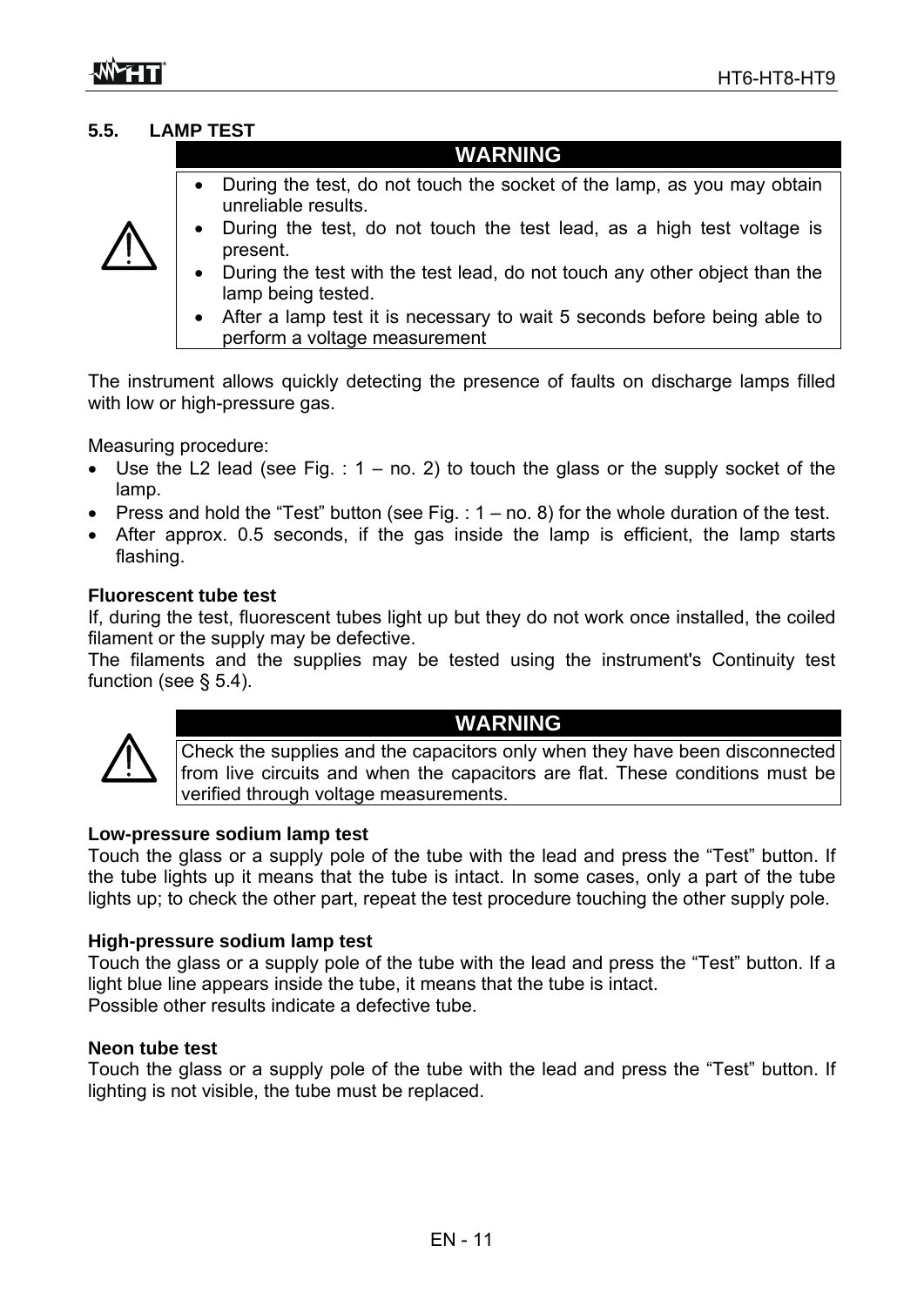## 5.5. LAMP TEST

**WARNING**

- During the test, do not touch the socket of the lamp, as you may obtain unreliable results.
- During the test, do not touch the test lead, as a high test voltage is present.
- During the test with the test lead, do not touch any other object than the lamp being tested.
- After a lamp test it is necessary to wait 5 seconds before being able to perform a voltage measurement

The instrument allows quickly detecting the presence of faults on discharge lamps filled with low or high-pressure gas.

Measuring procedure:

- Use the L2 lead (see Fig. : 1 – no. 2) to touch the glass or the supply socket of the lamp.
- Press and hold the “Test” button (see Fig. : 1 – no. 8) for the whole duration of the test.
- After approx. 0.5 seconds, if the gas inside the lamp is efficient, the lamp starts flashing.

**Fluorescent tube test**

If, during the test, fluorescent tubes light up but they do not work once installed, the coiled filament or the supply may be defective.
The filaments and the supplies may be tested using the instrument's Continuity test function (see § 5.4).

**WARNING**

Check the supplies and the capacitors only when they have been disconnected from live circuits and when the capacitors are flat. These conditions must be verified through voltage measurements.

**Low-pressure sodium lamp test**

Touch the glass or a supply pole of the tube with the lead and press the “Test” button. If the tube lights up it means that the tube is intact. In some cases, only a part of the tube lights up; to check the other part, repeat the test procedure touching the other supply pole.

**High-pressure sodium lamp test**

Touch the glass or a supply pole of the tube with the lead and press the “Test” button. If a light blue line appears inside the tube, it means that the tube is intact.
Possible other results indicate a defective tube.

**Neon tube test**

Touch the glass or a supply pole of the tube with the lead and press the “Test” button. If lighting is not visible, the tube must be replaced.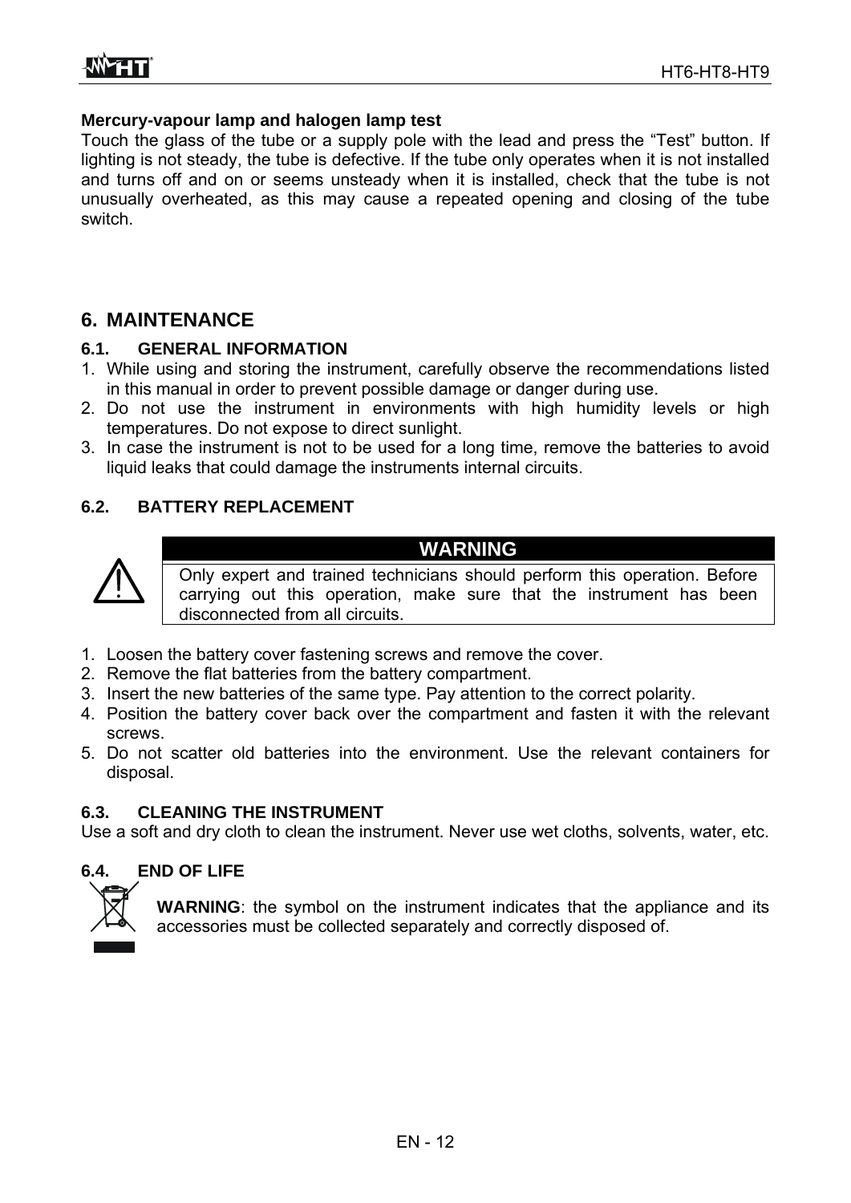**Mercury-vapour lamp and halogen lamp test**

Touch the glass of the tube or a supply pole with the lead and press the "Test" button. If lighting is not steady, the tube is defective. If the tube only operates when it is not installed and turns off and on or seems unsteady when it is installed, check that the tube is not unusually overheated, as this may cause a repeated opening and closing of the tube switch.

# 6. MAINTENANCE

## 6.1. GENERAL INFORMATION

1. While using and storing the instrument, carefully observe the recommendations listed in this manual in order to prevent possible damage or danger during use.
2. Do not use the instrument in environments with high humidity levels or high temperatures. Do not expose to direct sunlight.
3. In case the instrument is not to be used for a long time, remove the batteries to avoid liquid leaks that could damage the instruments internal circuits.

## 6.2. BATTERY REPLACEMENT

**WARNING**

Only expert and trained technicians should perform this operation. Before carrying out this operation, make sure that the instrument has been disconnected from all circuits.

1. Loosen the battery cover fastening screws and remove the cover.
2. Remove the flat batteries from the battery compartment.
3. Insert the new batteries of the same type. Pay attention to the correct polarity.
4. Position the battery cover back over the compartment and fasten it with the relevant screws.
5. Do not scatter old batteries into the environment. Use the relevant containers for disposal.

## 6.3. CLEANING THE INSTRUMENT

Use a soft and dry cloth to clean the instrument. Never use wet cloths, solvents, water, etc.

## 6.4. END OF LIFE

**WARNING**: the symbol on the instrument indicates that the appliance and its accessories must be collected separately and correctly disposed of.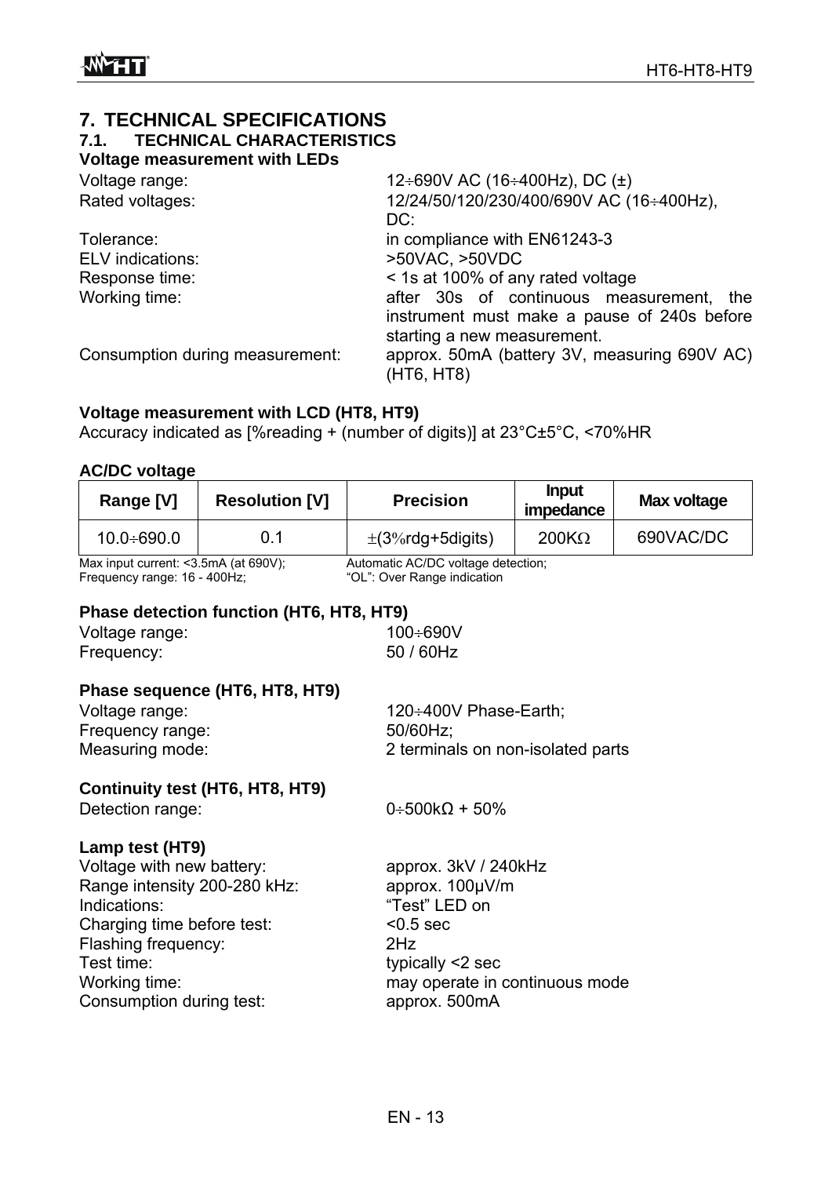# 7. TECHNICAL SPECIFICATIONS

## 7.1. TECHNICAL CHARACTERISTICS

**Voltage measurement with LEDs**

| | |
|---|---|
| Voltage range: | 12÷690V AC (16÷400Hz), DC (±) |
| Rated voltages: | 12/24/50/120/230/400/690V AC (16÷400Hz), DC: |
| Tolerance: | in compliance with EN61243-3 |
| ELV indications: | >50VAC, >50VDC |
| Response time: | < 1s at 100% of any rated voltage |
| Working time: | after 30s of continuous measurement, the instrument must make a pause of 240s before starting a new measurement. |
| Consumption during measurement: | approx. 50mA (battery 3V, measuring 690V AC) (HT6, HT8) |

**Voltage measurement with LCD (HT8, HT9)**

Accuracy indicated as [%reading + (number of digits)] at 23°C±5°C, <70%HR

**AC/DC voltage**

| Range [V] | Resolution [V] | Precision | Input impedance | Max voltage |
|---|---|---|---|---|
| 10.0÷690.0 | 0.1 | ±(3%rdg+5digits) | 200KΩ | 690VAC/DC |

Max input current: <3.5mA (at 690V);
Frequency range: 16 - 400Hz;
Automatic AC/DC voltage detection;
"OL": Over Range indication

**Phase detection function (HT6, HT8, HT9)**

| | |
|---|---|
| Voltage range: | 100÷690V |
| Frequency: | 50 / 60Hz |

**Phase sequence (HT6, HT8, HT9)**

| | |
|---|---|
| Voltage range: | 120÷400V Phase-Earth; |
| Frequency range: | 50/60Hz; |
| Measuring mode: | 2 terminals on non-isolated parts |

**Continuity test (HT6, HT8, HT9)**

| | |
|---|---|
| Detection range: | 0÷500kΩ + 50% |

**Lamp test (HT9)**

| | |
|---|---|
| Voltage with new battery: | approx. 3kV / 240kHz |
| Range intensity 200-280 kHz: | approx. 100μV/m |
| Indications: | "Test" LED on |
| Charging time before test: | <0.5 sec |
| Flashing frequency: | 2Hz |
| Test time: | typically <2 sec |
| Working time: | may operate in continuous mode |
| Consumption during test: | approx. 500mA |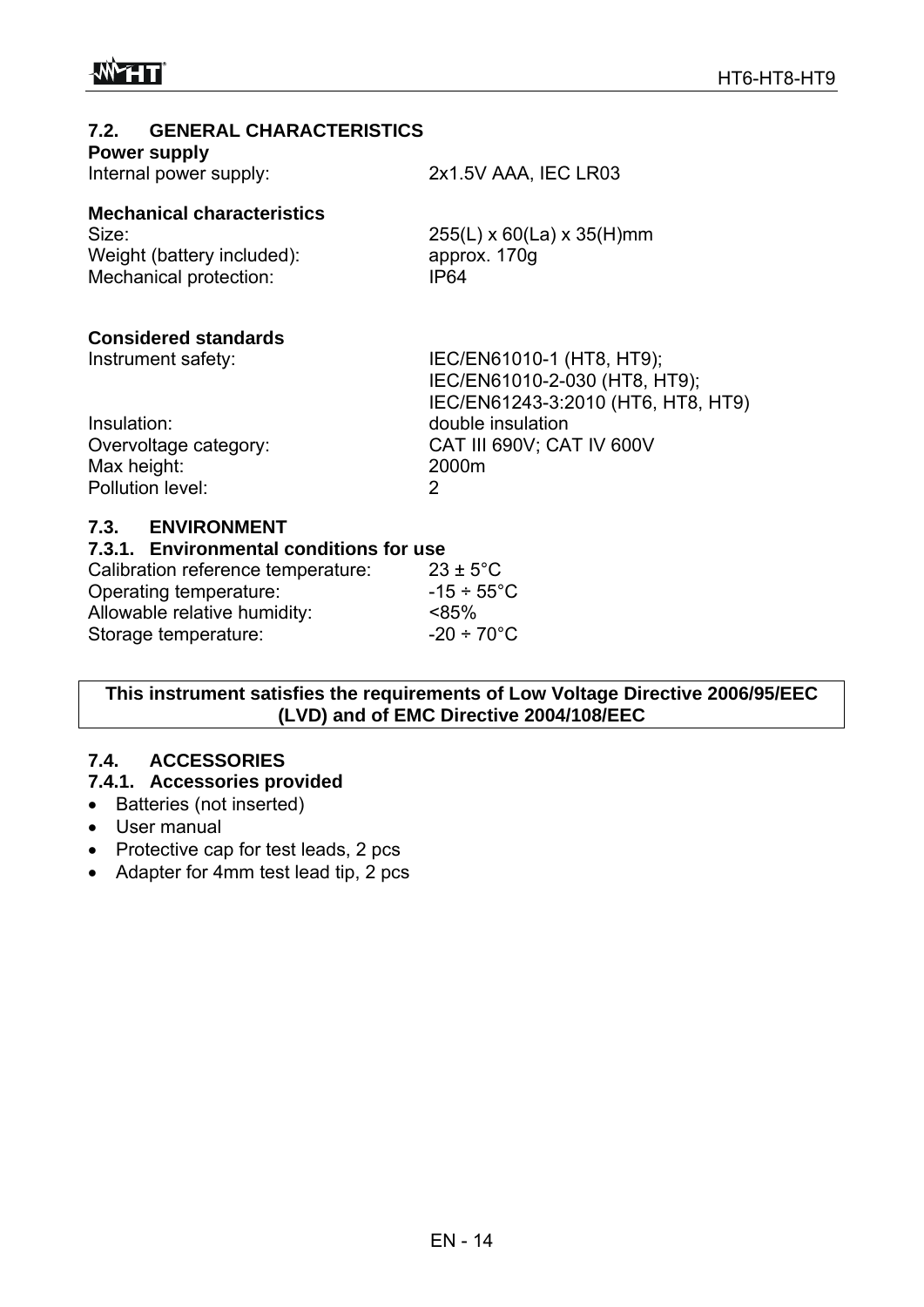## 7.2. GENERAL CHARACTERISTICS

**Power supply**

| | |
|---|---|
| Internal power supply: | 2x1.5V AAA, IEC LR03 |

**Mechanical characteristics**

| | |
|---|---|
| Size: | 255(L) x 60(La) x 35(H)mm |
| Weight (battery included): | approx. 170g |
| Mechanical protection: | IP64 |

**Considered standards**

| | |
|---|---|
| Instrument safety: | IEC/EN61010-1 (HT8, HT9); IEC/EN61010-2-030 (HT8, HT9); IEC/EN61243-3:2010 (HT6, HT8, HT9) |
| Insulation: | double insulation |
| Overvoltage category: | CAT III 690V; CAT IV 600V |
| Max height: | 2000m |
| Pollution level: | 2 |

## 7.3. ENVIRONMENT

### 7.3.1. Environmental conditions for use

| | |
|---|---|
| Calibration reference temperature: | 23 ± 5°C |
| Operating temperature: | -15 ÷ 55°C |
| Allowable relative humidity: | <85% |
| Storage temperature: | -20 ÷ 70°C |

**This instrument satisfies the requirements of Low Voltage Directive 2006/95/EEC (LVD) and of EMC Directive 2004/108/EEC**

## 7.4. ACCESSORIES

### 7.4.1. Accessories provided

- Batteries (not inserted)
- User manual
- Protective cap for test leads, 2 pcs
- Adapter for 4mm test lead tip, 2 pcs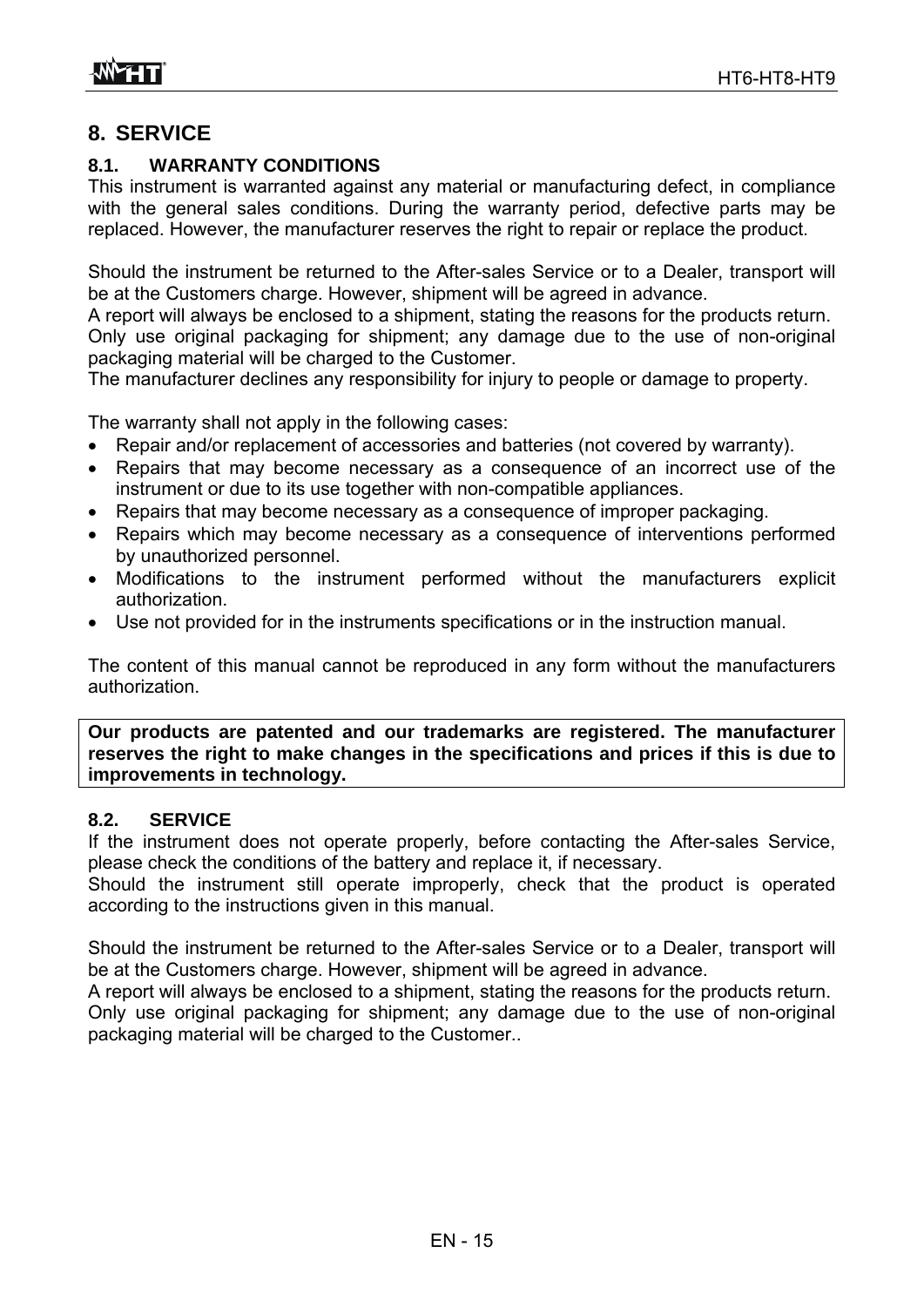# 8. SERVICE

## 8.1. WARRANTY CONDITIONS

This instrument is warranted against any material or manufacturing defect, in compliance with the general sales conditions. During the warranty period, defective parts may be replaced. However, the manufacturer reserves the right to repair or replace the product.

Should the instrument be returned to the After-sales Service or to a Dealer, transport will be at the Customers charge. However, shipment will be agreed in advance.
A report will always be enclosed to a shipment, stating the reasons for the products return.
Only use original packaging for shipment; any damage due to the use of non-original packaging material will be charged to the Customer.
The manufacturer declines any responsibility for injury to people or damage to property.

The warranty shall not apply in the following cases:

- Repair and/or replacement of accessories and batteries (not covered by warranty).
- Repairs that may become necessary as a consequence of an incorrect use of the instrument or due to its use together with non-compatible appliances.
- Repairs that may become necessary as a consequence of improper packaging.
- Repairs which may become necessary as a consequence of interventions performed by unauthorized personnel.
- Modifications to the instrument performed without the manufacturers explicit authorization.
- Use not provided for in the instruments specifications or in the instruction manual.

The content of this manual cannot be reproduced in any form without the manufacturers authorization.

**Our products are patented and our trademarks are registered. The manufacturer reserves the right to make changes in the specifications and prices if this is due to improvements in technology.**

## 8.2. SERVICE

If the instrument does not operate properly, before contacting the After-sales Service, please check the conditions of the battery and replace it, if necessary.
Should the instrument still operate improperly, check that the product is operated according to the instructions given in this manual.

Should the instrument be returned to the After-sales Service or to a Dealer, transport will be at the Customers charge. However, shipment will be agreed in advance.
A report will always be enclosed to a shipment, stating the reasons for the products return.
Only use original packaging for shipment; any damage due to the use of non-original packaging material will be charged to the Customer..